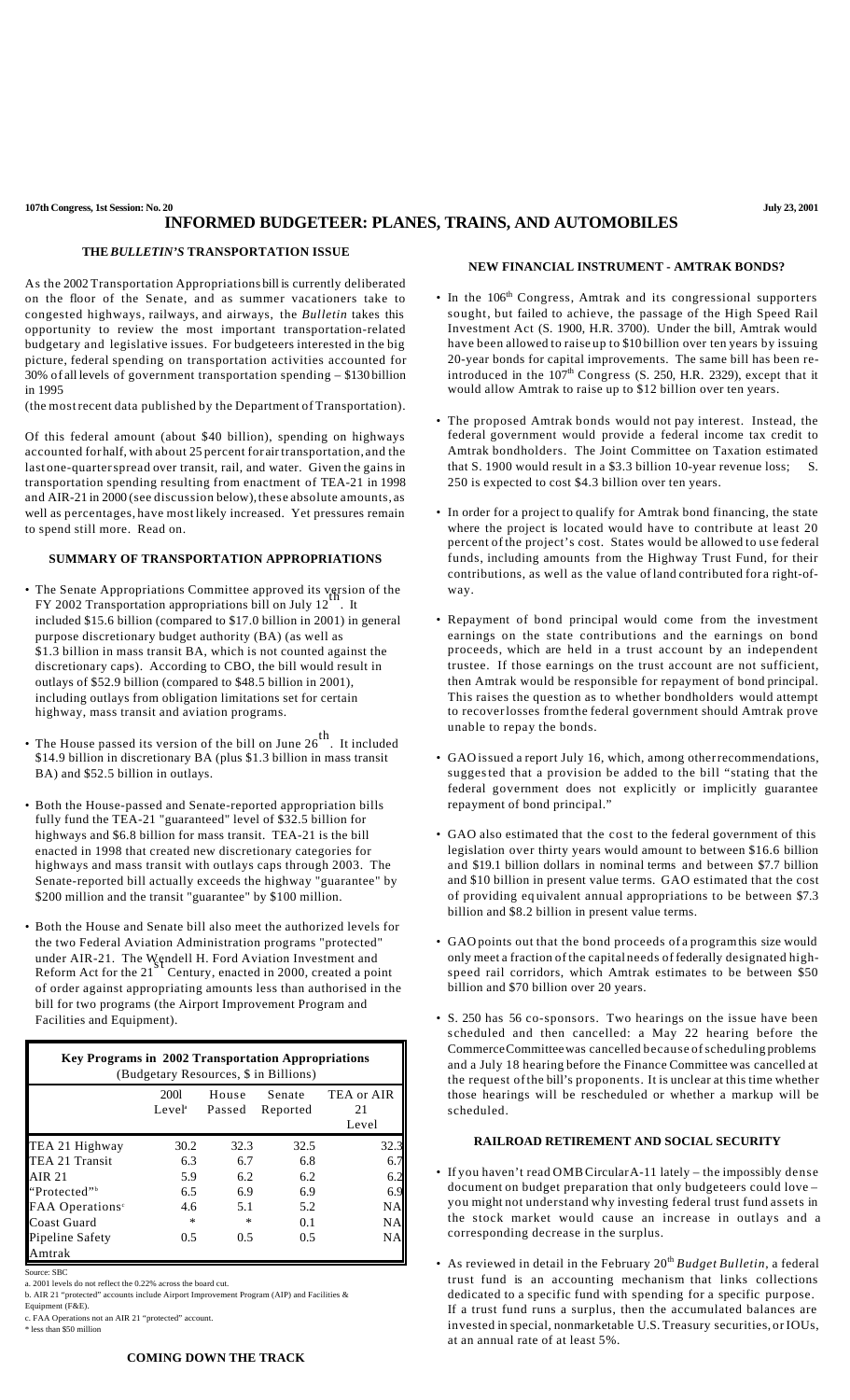# INFORMED BUDGETEER: PLANES, TRAINS, AND AUTOMOBILES

## THE *BULLETIN'S* TRANSPORTATION ISSUE

As the 2002 Transportation Appropriations bill is currently deliberated on the floor of the Senate, and as summer vacationers take to congested highways, railways, and airways, the *Bulletin* takes this opportunity to review the most important transportation-related budgetary and legislative issues. For budgeteers interested in the big picture, federal spending on transportation activities accounted for 30% of all levels of government transportation spending – $130 billion in 1995 (the most recent data published by the Department of Transportation).

Of this federal amount (about $40 billion), spending on highways accounted for half, with about 25 percent for air transportation, and the last one-quarter spread over transit, rail, and water. Given the gains in transportation spending resulting from enactment of TEA-21 in 1998 and AIR-21 in 2000 (see discussion below), these absolute amounts, as well as percentages, have most likely increased. Yet pressures remain to spend still more. Read on.

## SUMMARY OF TRANSPORTATION APPROPRIATIONS

- The Senate Appropriations Committee approved its version of the FY 2002 Transportation appropriations bill on July 12th. It included $15.6 billion (compared to $17.0 billion in 2001) in general purpose discretionary budget authority (BA) (as well as $1.3 billion in mass transit BA, which is not counted against the discretionary caps). According to CBO, the bill would result in outlays of $52.9 billion (compared to $48.5 billion in 2001), including outlays from obligation limitations set for certain highway, mass transit and aviation programs.

- The House passed its version of the bill on June 26th. It included $14.9 billion in discretionary BA (plus $1.3 billion in mass transit BA) and $52.5 billion in outlays.

- Both the House-passed and Senate-reported appropriation bills fully fund the TEA-21 "guaranteed" level of $32.5 billion for highways and $6.8 billion for mass transit. TEA-21 is the bill enacted in 1998 that created new discretionary categories for highways and mass transit with outlays caps through 2003. The Senate-reported bill actually exceeds the highway "guarantee" by $200 million and the transit "guarantee" by $100 million.

- Both the House and Senate bill also meet the authorized levels for the two Federal Aviation Administration programs "protected" under AIR-21. The Wendell H. Ford Aviation Investment and Reform Act for the 21st Century, enacted in 2000, created a point of order against appropriating amounts less than authorised in the bill for two programs (the Airport Improvement Program and Facilities and Equipment).

**Key Programs in 2002 Transportation Appropriations**
(Budgetary Resources, $ in Billions)

| | 2001 Level[a] | House Passed | Senate Reported | TEA or AIR 21 Level |
|---|---|---|---|---|
| TEA 21 Highway | 30.2 | 32.3 | 32.5 | 32.3 |
| TEA 21 Transit | 6.3 | 6.7 | 6.8 | 6.7 |
| AIR 21 | 5.9 | 6.2 | 6.2 | 6.2 |
| "Protected"[b] | 6.5 | 6.9 | 6.9 | 6.9 |
| FAA Operations[c] | 4.6 | 5.1 | 5.2 | NA |
| Coast Guard | * | * | 0.1 | NA |
| Pipeline Safety Amtrak | 0.5 | 0.5 | 0.5 | NA |

Source: SBC

a. 2001 levels do not reflect the 0.22% across the board cut.

b. AIR 21 "protected" accounts include Airport Improvement Program (AIP) and Facilities & Equipment (F&E).

c. FAA Operations not an AIR 21 "protected" account.

\* less than $50 million

## COMING DOWN THE TRACK

## NEW FINANCIAL INSTRUMENT - AMTRAK BONDS?

- In the 106th Congress, Amtrak and its congressional supporters sought, but failed to achieve, the passage of the High Speed Rail Investment Act (S. 1900, H.R. 3700). Under the bill, Amtrak would have been allowed to raise up to $10 billion over ten years by issuing 20-year bonds for capital improvements. The same bill has been re-introduced in the 107th Congress (S. 250, H.R. 2329), except that it would allow Amtrak to raise up to $12 billion over ten years.

- The proposed Amtrak bonds would not pay interest. Instead, the federal government would provide a federal income tax credit to Amtrak bondholders. The Joint Committee on Taxation estimated that S. 1900 would result in a $3.3 billion 10-year revenue loss; S. 250 is expected to cost $4.3 billion over ten years.

- In order for a project to qualify for Amtrak bond financing, the state where the project is located would have to contribute at least 20 percent of the project's cost. States would be allowed to use federal funds, including amounts from the Highway Trust Fund, for their contributions, as well as the value of land contributed for a right-of-way.

- Repayment of bond principal would come from the investment earnings on the state contributions and the earnings on bond proceeds, which are held in a trust account by an independent trustee. If those earnings on the trust account are not sufficient, then Amtrak would be responsible for repayment of bond principal. This raises the question as to whether bondholders would attempt to recover losses from the federal government should Amtrak prove unable to repay the bonds.

- GAO issued a report July 16, which, among other recommendations, suggested that a provision be added to the bill "stating that the federal government does not explicitly or implicitly guarantee repayment of bond principal."

- GAO also estimated that the cost to the federal government of this legislation over thirty years would amount to between $16.6 billion and $19.1 billion dollars in nominal terms and between $7.7 billion and $10 billion in present value terms. GAO estimated that the cost of providing equivalent annual appropriations to be between $7.3 billion and $8.2 billion in present value terms.

- GAO points out that the bond proceeds of a program this size would only meet a fraction of the capital needs of federally designated high-speed rail corridors, which Amtrak estimates to be between $50 billion and $70 billion over 20 years.

- S. 250 has 56 co-sponsors. Two hearings on the issue have been scheduled and then cancelled: a May 22 hearing before the Commerce Committee was cancelled because of scheduling problems and a July 18 hearing before the Finance Committee was cancelled at the request of the bill's proponents. It is unclear at this time whether those hearings will be rescheduled or whether a markup will be scheduled.

## RAILROAD RETIREMENT AND SOCIAL SECURITY

- If you haven't read OMB Circular A-11 lately – the impossibly dense document on budget preparation that only budgeteers could love – you might not understand why investing federal trust fund assets in the stock market would cause an increase in outlays and a corresponding decrease in the surplus.

- As reviewed in detail in the February 20th *Budget Bulletin*, a federal trust fund is an accounting mechanism that links collections dedicated to a specific fund with spending for a specific purpose. If a trust fund runs a surplus, then the accumulated balances are invested in special, nonmarketable U.S. Treasury securities, or IOUs, at an annual rate of at least 5%.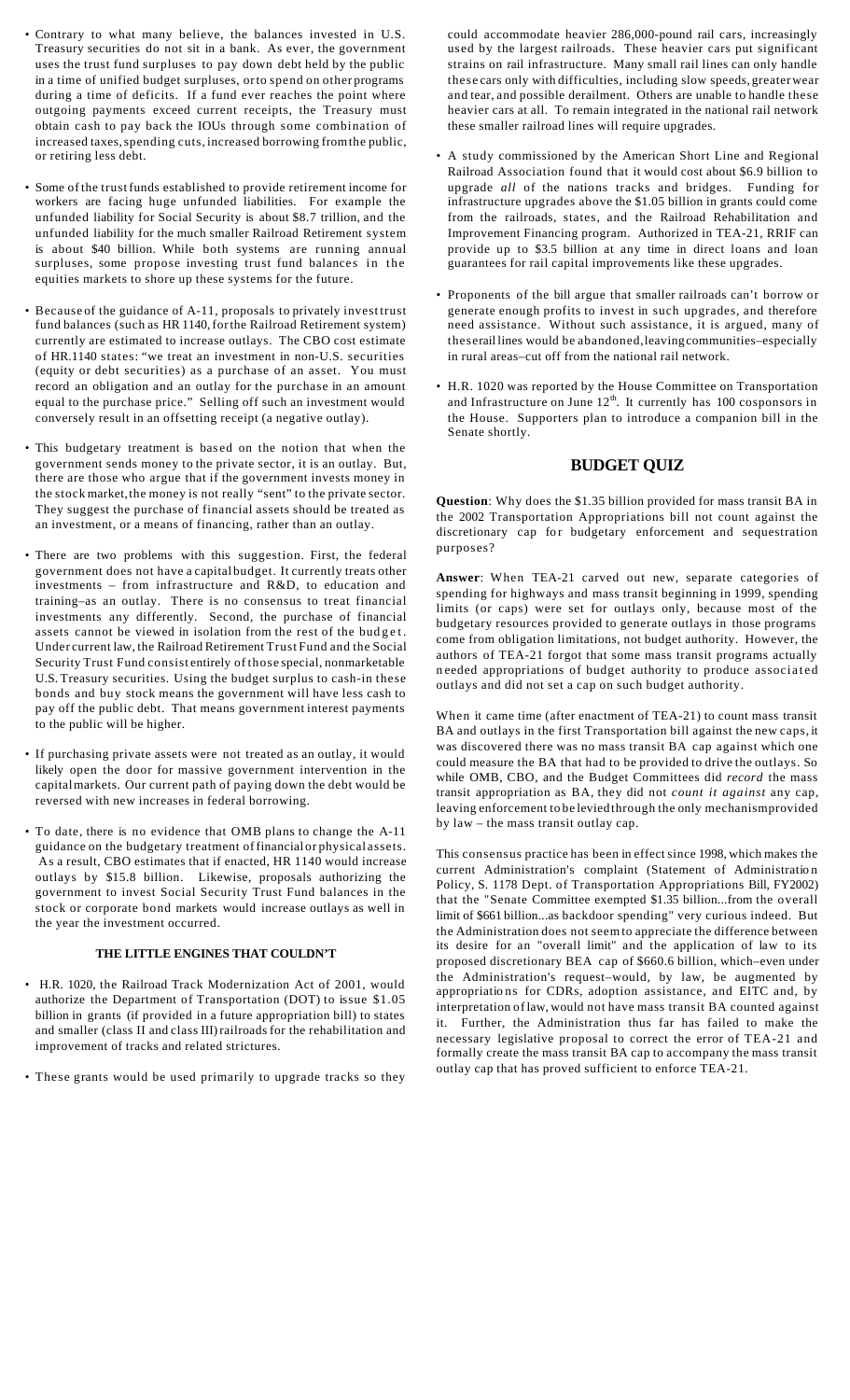- Contrary to what many believe, the balances invested in U.S. Treasury securities do not sit in a bank. As ever, the government uses the trust fund surpluses to pay down debt held by the public in a time of unified budget surpluses, or to spend on other programs during a time of deficits. If a fund ever reaches the point where outgoing payments exceed current receipts, the Treasury must obtain cash to pay back the IOUs through some combination of increased taxes, spending cuts, increased borrowing from the public, or retiring less debt.

- Some of the trust funds established to provide retirement income for workers are facing huge unfunded liabilities. For example the unfunded liability for Social Security is about $8.7 trillion, and the unfunded liability for the much smaller Railroad Retirement system is about $40 billion. While both systems are running annual surpluses, some propose investing trust fund balances in the equities markets to shore up these systems for the future.

- Because of the guidance of A-11, proposals to privately invest trust fund balances (such as HR 1140, for the Railroad Retirement system) currently are estimated to increase outlays. The CBO cost estimate of HR.1140 states: "we treat an investment in non-U.S. securities (equity or debt securities) as a purchase of an asset. You must record an obligation and an outlay for the purchase in an amount equal to the purchase price." Selling off such an investment would conversely result in an offsetting receipt (a negative outlay).

- This budgetary treatment is based on the notion that when the government sends money to the private sector, it is an outlay. But, there are those who argue that if the government invests money in the stock market, the money is not really "sent" to the private sector. They suggest the purchase of financial assets should be treated as an investment, or a means of financing, rather than an outlay.

- There are two problems with this suggestion. First, the federal government does not have a capital budget. It currently treats other investments – from infrastructure and R&D, to education and training–as an outlay. There is no consensus to treat financial investments any differently. Second, the purchase of financial assets cannot be viewed in isolation from the rest of the budget. Under current law, the Railroad Retirement Trust Fund and the Social Security Trust Fund consist entirely of those special, nonmarketable U.S. Treasury securities. Using the budget surplus to cash-in these bonds and buy stock means the government will have less cash to pay off the public debt. That means government interest payments to the public will be higher.

- If purchasing private assets were not treated as an outlay, it would likely open the door for massive government intervention in the capital markets. Our current path of paying down the debt would be reversed with new increases in federal borrowing.

- To date, there is no evidence that OMB plans to change the A-11 guidance on the budgetary treatment of financial or physical assets. As a result, CBO estimates that if enacted, HR 1140 would increase outlays by $15.8 billion. Likewise, proposals authorizing the government to invest Social Security Trust Fund balances in the stock or corporate bond markets would increase outlays as well in the year the investment occurred.

### THE LITTLE ENGINES THAT COULDN'T

- H.R. 1020, the Railroad Track Modernization Act of 2001, would authorize the Department of Transportation (DOT) to issue $1.05 billion in grants (if provided in a future appropriation bill) to states and smaller (class II and class III) railroads for the rehabilitation and improvement of tracks and related strictures.

- These grants would be used primarily to upgrade tracks so they could accommodate heavier 286,000-pound rail cars, increasingly used by the largest railroads. These heavier cars put significant strains on rail infrastructure. Many small rail lines can only handle these cars only with difficulties, including slow speeds, greater wear and tear, and possible derailment. Others are unable to handle these heavier cars at all. To remain integrated in the national rail network these smaller railroad lines will require upgrades.

- A study commissioned by the American Short Line and Regional Railroad Association found that it would cost about $6.9 billion to upgrade *all* of the nations tracks and bridges. Funding for infrastructure upgrades above the $1.05 billion in grants could come from the railroads, states, and the Railroad Rehabilitation and Improvement Financing program. Authorized in TEA-21, RRIF can provide up to $3.5 billion at any time in direct loans and loan guarantees for rail capital improvements like these upgrades.

- Proponents of the bill argue that smaller railroads can't borrow or generate enough profits to invest in such upgrades, and therefore need assistance. Without such assistance, it is argued, many of these rail lines would be abandoned, leaving communities–especially in rural areas–cut off from the national rail network.

- H.R. 1020 was reported by the House Committee on Transportation and Infrastructure on June 12th. It currently has 100 cosponsors in the House. Supporters plan to introduce a companion bill in the Senate shortly.

## BUDGET QUIZ

**Question**: Why does the $1.35 billion provided for mass transit BA in the 2002 Transportation Appropriations bill not count against the discretionary cap for budgetary enforcement and sequestration purposes?

**Answer**: When TEA-21 carved out new, separate categories of spending for highways and mass transit beginning in 1999, spending limits (or caps) were set for outlays only, because most of the budgetary resources provided to generate outlays in those programs come from obligation limitations, not budget authority. However, the authors of TEA-21 forgot that some mass transit programs actually needed appropriations of budget authority to produce associated outlays and did not set a cap on such budget authority.

When it came time (after enactment of TEA-21) to count mass transit BA and outlays in the first Transportation bill against the new caps, it was discovered there was no mass transit BA cap against which one could measure the BA that had to be provided to drive the outlays. So while OMB, CBO, and the Budget Committees did *record* the mass transit appropriation as BA, they did not *count it against* any cap, leaving enforcement to be levied through the only mechanism provided by law – the mass transit outlay cap.

This consensus practice has been in effect since 1998, which makes the current Administration's complaint (Statement of Administration Policy, S. 1178 Dept. of Transportation Appropriations Bill, FY2002) that the "Senate Committee exempted $1.35 billion...from the overall limit of $661 billion...as backdoor spending" very curious indeed. But the Administration does not seem to appreciate the difference between its desire for an "overall limit" and the application of law to its proposed discretionary BEA cap of $660.6 billion, which–even under the Administration's request–would, by law, be augmented by appropriations for CDRs, adoption assistance, and EITC and, by interpretation of law, would not have mass transit BA counted against it. Further, the Administration thus far has failed to make the necessary legislative proposal to correct the error of TEA-21 and formally create the mass transit BA cap to accompany the mass transit outlay cap that has proved sufficient to enforce TEA-21.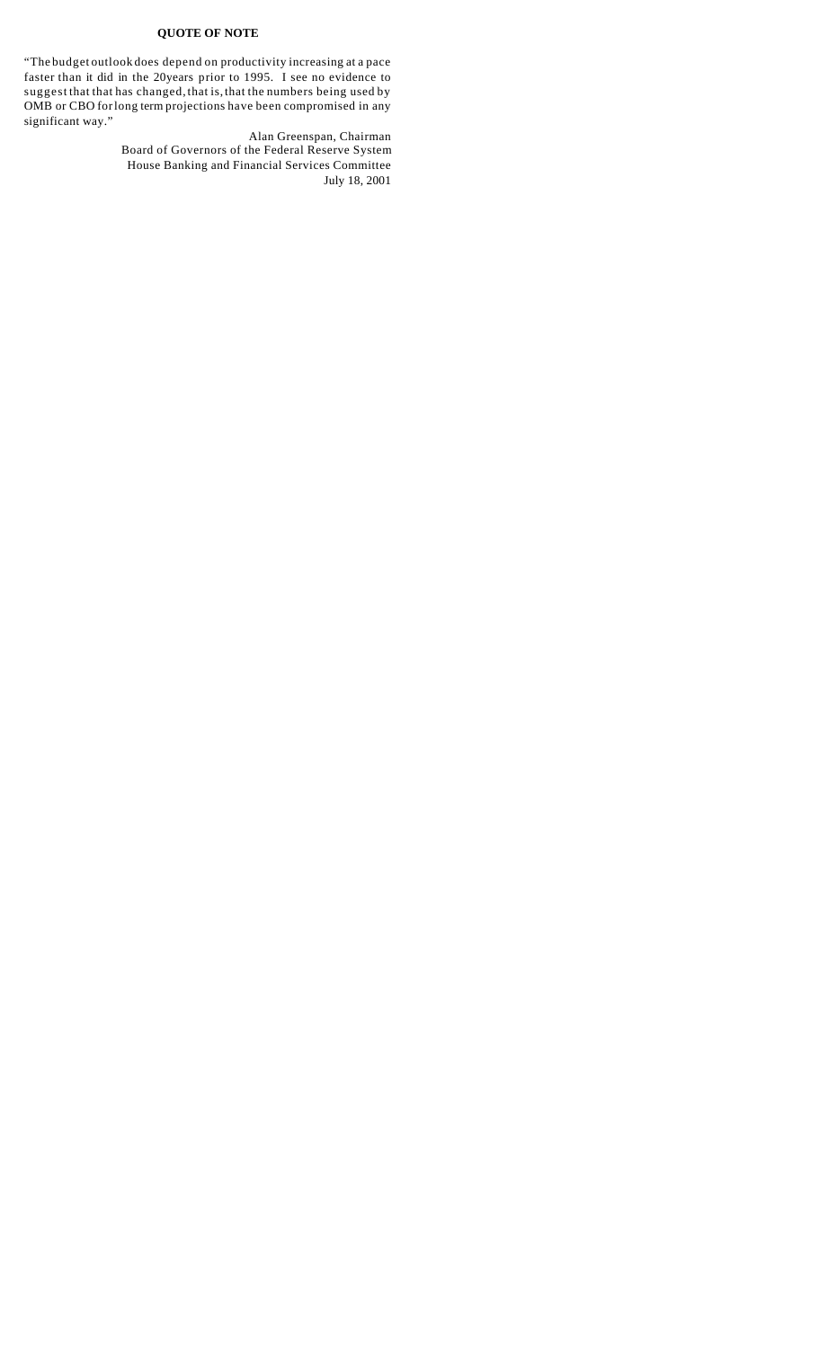**QUOTE OF NOTE**

"The budget outlook does depend on productivity increasing at a pace faster than it did in the 20years prior to 1995. I see no evidence to suggest that that has changed, that is, that the numbers being used by OMB or CBO for long term projections have been compromised in any significant way."

Alan Greenspan, Chairman
Board of Governors of the Federal Reserve System
House Banking and Financial Services Committee
July 18, 2001